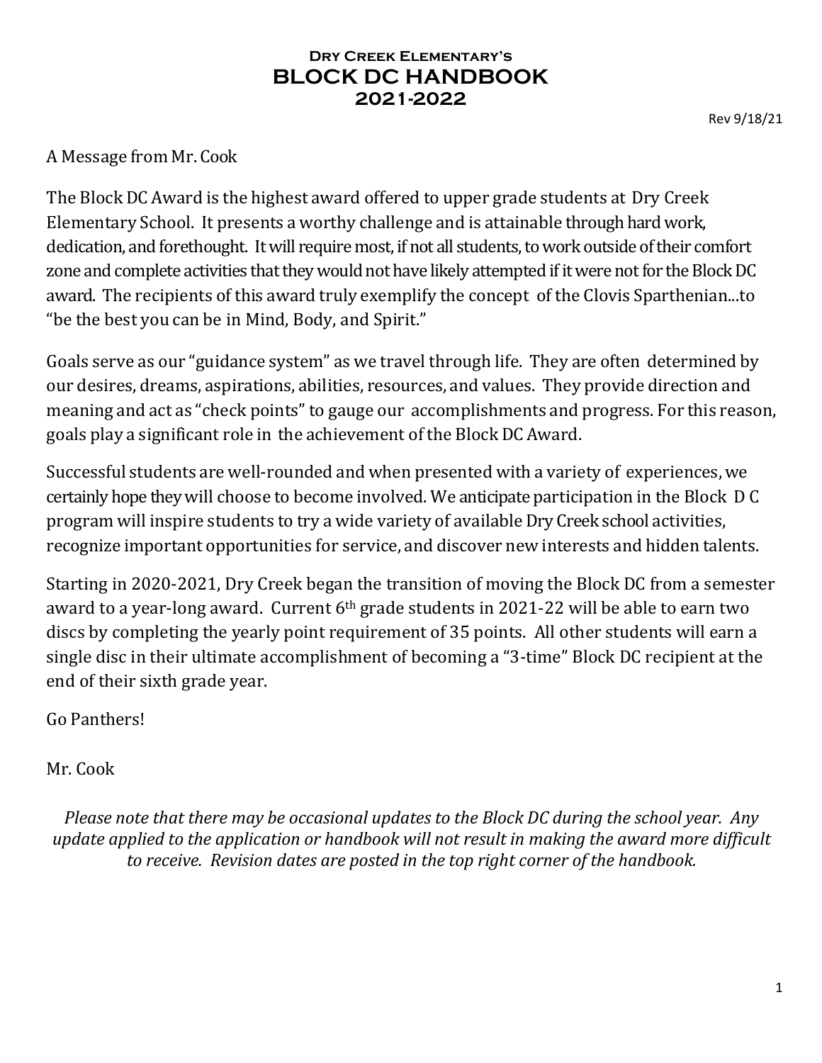# Dry Creek Elementary's
# BLOCK DC HANDBOOK
# 2021-2022

Rev 9/18/21

A Message from Mr. Cook

The Block DC Award is the highest award offered to upper grade students at Dry Creek Elementary School. It presents a worthy challenge and is attainable through hard work, dedication, and forethought. It will require most, if not all students, to work outside of their comfort zone and complete activities that they would not have likely attempted if it were not for the Block DC award. The recipients of this award truly exemplify the concept of the Clovis Sparthenian...to "be the best you can be in Mind, Body, and Spirit."

Goals serve as our "guidance system" as we travel through life. They are often determined by our desires, dreams, aspirations, abilities, resources, and values. They provide direction and meaning and act as "check points" to gauge our accomplishments and progress. For this reason, goals play a significant role in the achievement of the Block DC Award.

Successful students are well-rounded and when presented with a variety of experiences, we certainly hope they will choose to become involved. We anticipate participation in the Block D C program will inspire students to try a wide variety of available Dry Creek school activities, recognize important opportunities for service, and discover new interests and hidden talents.

Starting in 2020-2021, Dry Creek began the transition of moving the Block DC from a semester award to a year-long award. Current 6th grade students in 2021-22 will be able to earn two discs by completing the yearly point requirement of 35 points. All other students will earn a single disc in their ultimate accomplishment of becoming a "3-time" Block DC recipient at the end of their sixth grade year.

Go Panthers!

Mr. Cook

*Please note that there may be occasional updates to the Block DC during the school year. Any update applied to the application or handbook will not result in making the award more difficult to receive. Revision dates are posted in the top right corner of the handbook.*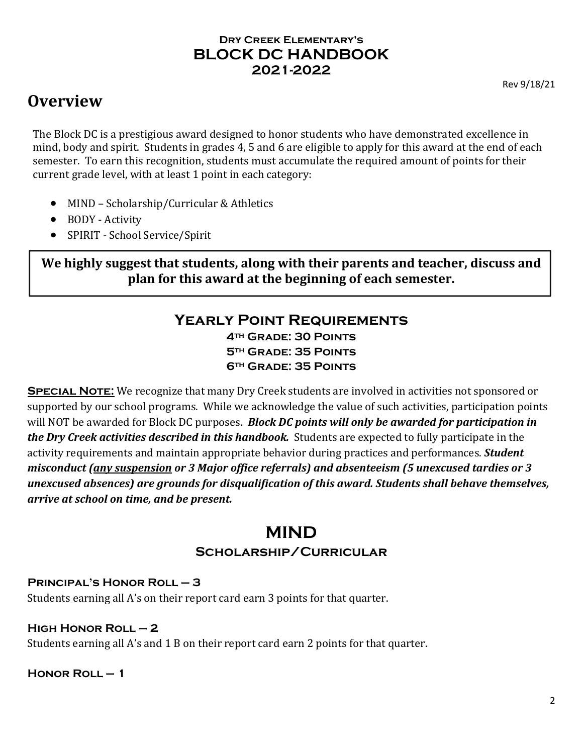### Dry Creek Elementary's
# BLOCK DC HANDBOOK
### 2021-2022

Rev 9/18/21

## Overview

The Block DC is a prestigious award designed to honor students who have demonstrated excellence in mind, body and spirit. Students in grades 4, 5 and 6 are eligible to apply for this award at the end of each semester. To earn this recognition, students must accumulate the required amount of points for their current grade level, with at least 1 point in each category:

- MIND – Scholarship/Curricular & Athletics
- BODY - Activity
- SPIRIT - School Service/Spirit

**We highly suggest that students, along with their parents and teacher, discuss and plan for this award at the beginning of each semester.**

### Yearly Point Requirements

**4th Grade: 30 Points**
**5th Grade: 35 Points**
**6th Grade: 35 Points**

**Special Note:** We recognize that many Dry Creek students are involved in activities not sponsored or supported by our school programs. While we acknowledge the value of such activities, participation points will NOT be awarded for Block DC purposes. ***Block DC points will only be awarded for participation in the Dry Creek activities described in this handbook.*** Students are expected to fully participate in the activity requirements and maintain appropriate behavior during practices and performances. ***Student misconduct (any suspension or 3 Major office referrals) and absenteeism (5 unexcused tardies or 3 unexcused absences) are grounds for disqualification of this award. Students shall behave themselves, arrive at school on time, and be present.***

## MIND

### Scholarship/Curricular

#### Principal's Honor Roll – 3

Students earning all A's on their report card earn 3 points for that quarter.

#### High Honor Roll – 2

Students earning all A's and 1 B on their report card earn 2 points for that quarter.

#### Honor Roll – 1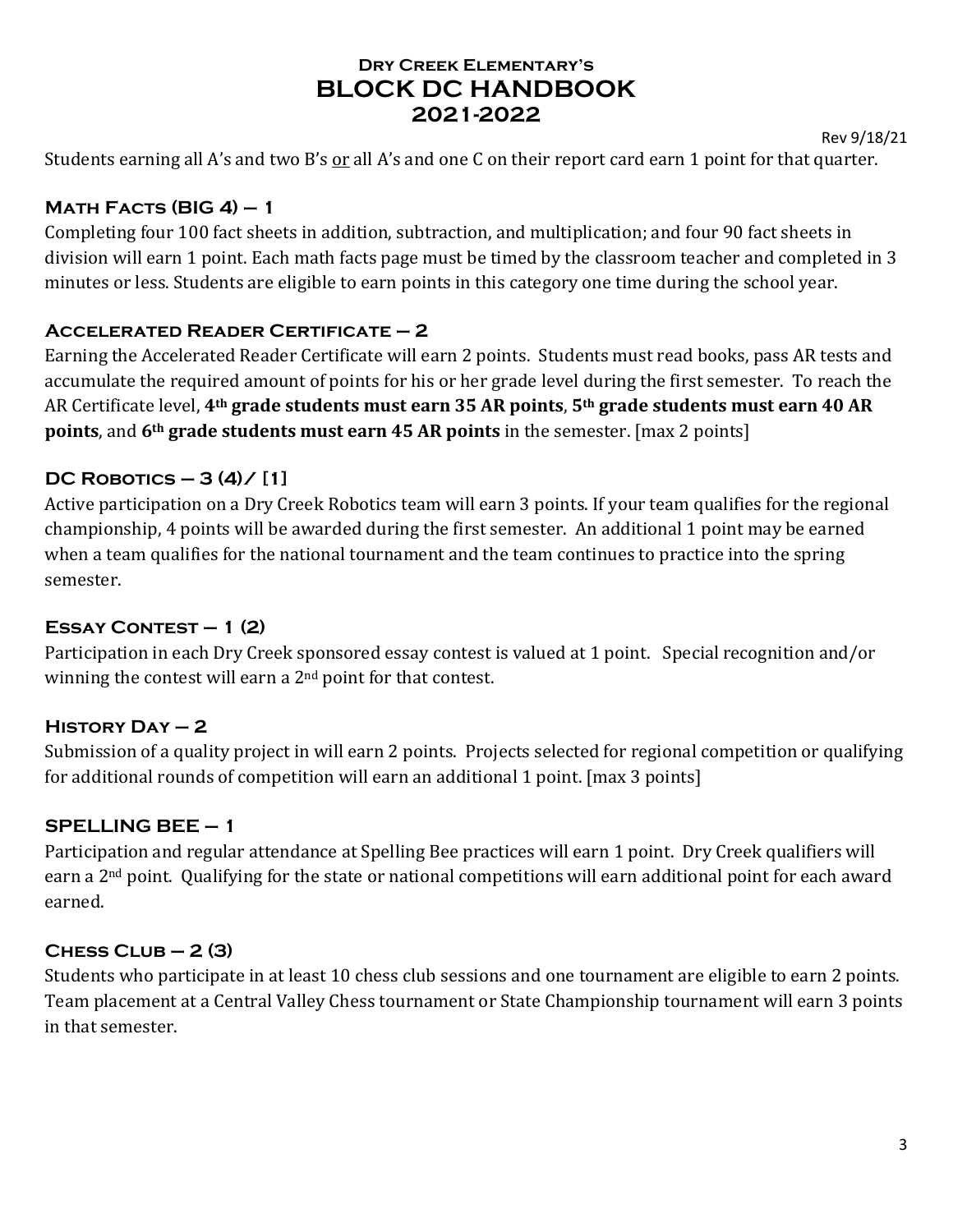Students earning all A's and two B's or all A's and one C on their report card earn 1 point for that quarter.

### Math Facts (BIG 4) – 1

Completing four 100 fact sheets in addition, subtraction, and multiplication; and four 90 fact sheets in division will earn 1 point. Each math facts page must be timed by the classroom teacher and completed in 3 minutes or less. Students are eligible to earn points in this category one time during the school year.

### Accelerated Reader Certificate – 2

Earning the Accelerated Reader Certificate will earn 2 points. Students must read books, pass AR tests and accumulate the required amount of points for his or her grade level during the first semester. To reach the AR Certificate level, **4th grade students must earn 35 AR points**, **5th grade students must earn 40 AR points**, and **6th grade students must earn 45 AR points** in the semester. [max 2 points]

### DC Robotics – 3 (4)/ [1]

Active participation on a Dry Creek Robotics team will earn 3 points. If your team qualifies for the regional championship, 4 points will be awarded during the first semester. An additional 1 point may be earned when a team qualifies for the national tournament and the team continues to practice into the spring semester.

### Essay Contest – 1 (2)

Participation in each Dry Creek sponsored essay contest is valued at 1 point. Special recognition and/or winning the contest will earn a 2nd point for that contest.

### History Day – 2

Submission of a quality project in will earn 2 points. Projects selected for regional competition or qualifying for additional rounds of competition will earn an additional 1 point. [max 3 points]

### SPELLING BEE – 1

Participation and regular attendance at Spelling Bee practices will earn 1 point. Dry Creek qualifiers will earn a 2nd point. Qualifying for the state or national competitions will earn additional point for each award earned.

### Chess Club – 2 (3)

Students who participate in at least 10 chess club sessions and one tournament are eligible to earn 2 points. Team placement at a Central Valley Chess tournament or State Championship tournament will earn 3 points in that semester.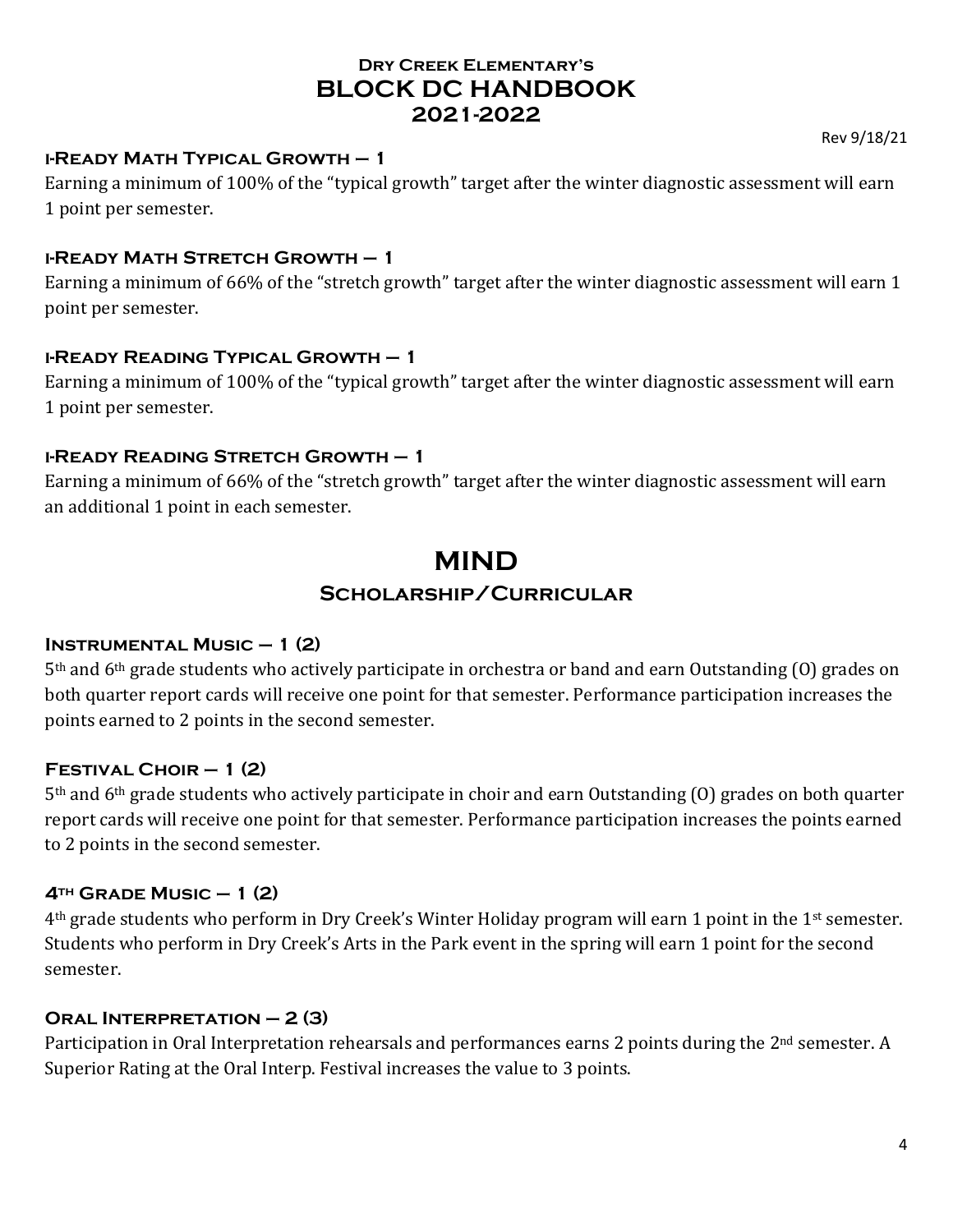#### i-Ready Math Typical Growth – 1

Earning a minimum of 100% of the "typical growth" target after the winter diagnostic assessment will earn 1 point per semester.

#### i-Ready Math Stretch Growth – 1

Earning a minimum of 66% of the "stretch growth" target after the winter diagnostic assessment will earn 1 point per semester.

#### i-Ready Reading Typical Growth – 1

Earning a minimum of 100% of the "typical growth" target after the winter diagnostic assessment will earn 1 point per semester.

#### i-Ready Reading Stretch Growth – 1

Earning a minimum of 66% of the "stretch growth" target after the winter diagnostic assessment will earn an additional 1 point in each semester.

## MIND

### Scholarship/Curricular

#### Instrumental Music – 1 (2)

5th and 6th grade students who actively participate in orchestra or band and earn Outstanding (O) grades on both quarter report cards will receive one point for that semester. Performance participation increases the points earned to 2 points in the second semester.

#### Festival Choir – 1 (2)

5th and 6th grade students who actively participate in choir and earn Outstanding (O) grades on both quarter report cards will receive one point for that semester. Performance participation increases the points earned to 2 points in the second semester.

#### 4th Grade Music – 1 (2)

4th grade students who perform in Dry Creek's Winter Holiday program will earn 1 point in the 1st semester. Students who perform in Dry Creek's Arts in the Park event in the spring will earn 1 point for the second semester.

#### Oral Interpretation – 2 (3)

Participation in Oral Interpretation rehearsals and performances earns 2 points during the 2nd semester. A Superior Rating at the Oral Interp. Festival increases the value to 3 points.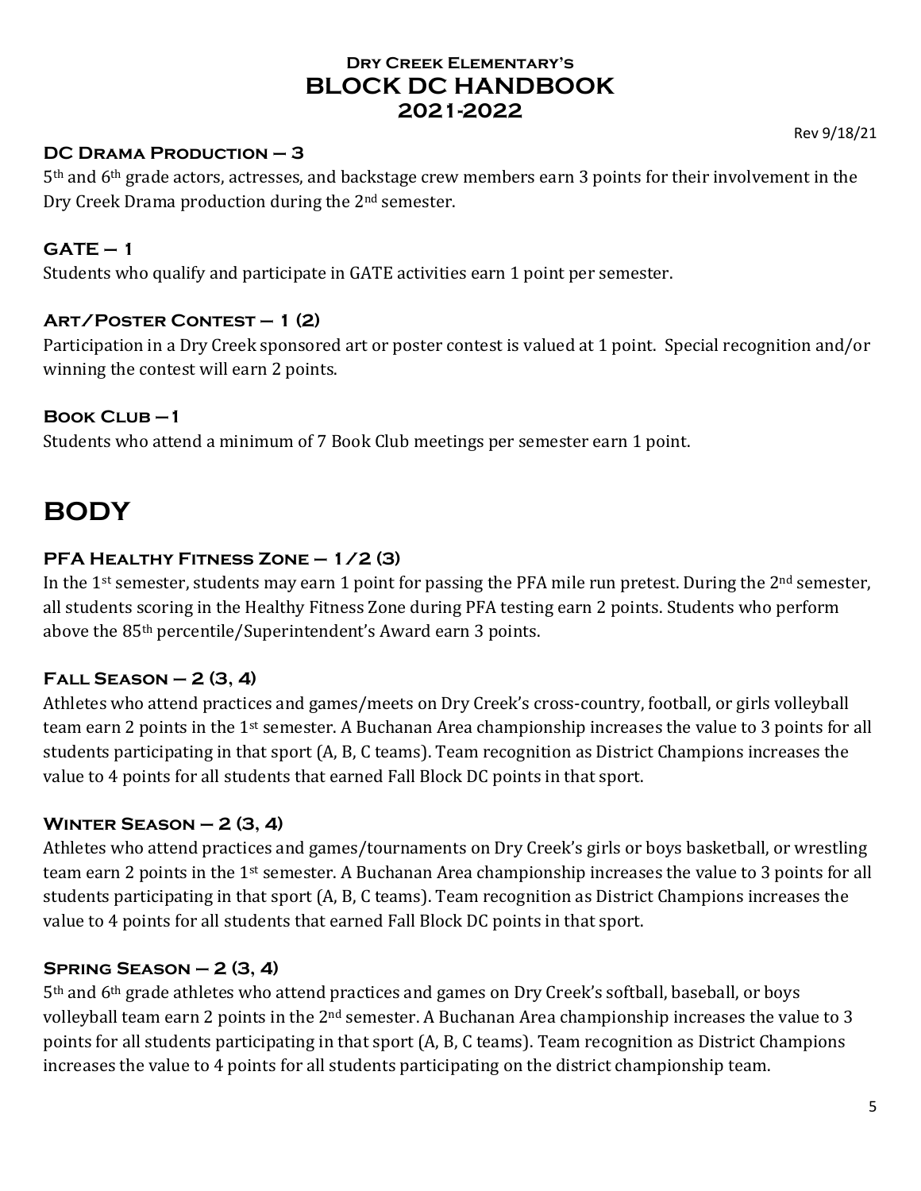### DC Drama Production – 3

5th and 6th grade actors, actresses, and backstage crew members earn 3 points for their involvement in the Dry Creek Drama production during the 2nd semester.

### GATE – 1

Students who qualify and participate in GATE activities earn 1 point per semester.

### Art/Poster Contest – 1 (2)

Participation in a Dry Creek sponsored art or poster contest is valued at 1 point. Special recognition and/or winning the contest will earn 2 points.

### Book Club – 1

Students who attend a minimum of 7 Book Club meetings per semester earn 1 point.

## BODY

### PFA Healthy Fitness Zone – 1/2 (3)

In the 1st semester, students may earn 1 point for passing the PFA mile run pretest. During the 2nd semester, all students scoring in the Healthy Fitness Zone during PFA testing earn 2 points. Students who perform above the 85th percentile/Superintendent's Award earn 3 points.

### Fall Season – 2 (3, 4)

Athletes who attend practices and games/meets on Dry Creek's cross-country, football, or girls volleyball team earn 2 points in the 1st semester. A Buchanan Area championship increases the value to 3 points for all students participating in that sport (A, B, C teams). Team recognition as District Champions increases the value to 4 points for all students that earned Fall Block DC points in that sport.

### Winter Season – 2 (3, 4)

Athletes who attend practices and games/tournaments on Dry Creek's girls or boys basketball, or wrestling team earn 2 points in the 1st semester. A Buchanan Area championship increases the value to 3 points for all students participating in that sport (A, B, C teams). Team recognition as District Champions increases the value to 4 points for all students that earned Fall Block DC points in that sport.

### Spring Season – 2 (3, 4)

5th and 6th grade athletes who attend practices and games on Dry Creek's softball, baseball, or boys volleyball team earn 2 points in the 2nd semester. A Buchanan Area championship increases the value to 3 points for all students participating in that sport (A, B, C teams). Team recognition as District Champions increases the value to 4 points for all students participating on the district championship team.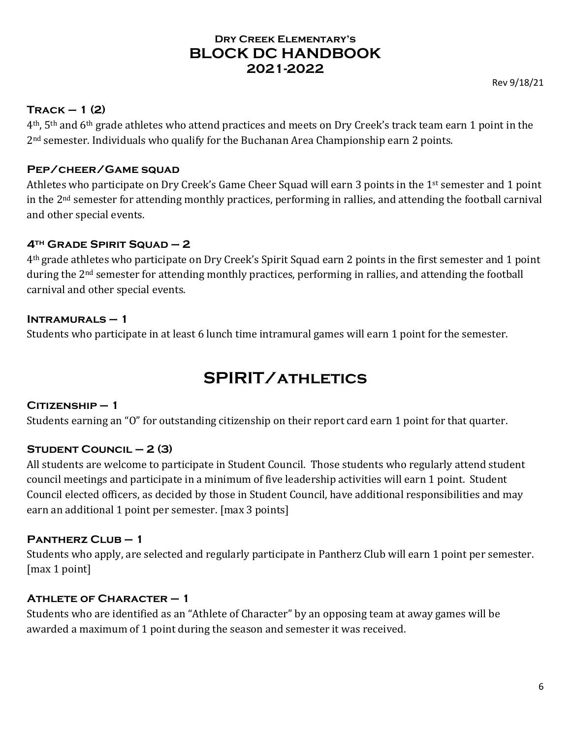# Dry Creek Elementary's BLOCK DC HANDBOOK 2021-2022

Rev 9/18/21

### Track – 1 (2)

4th, 5th and 6th grade athletes who attend practices and meets on Dry Creek's track team earn 1 point in the 2nd semester. Individuals who qualify for the Buchanan Area Championship earn 2 points.

### Pep/cheer/Game squad

Athletes who participate on Dry Creek's Game Cheer Squad will earn 3 points in the 1st semester and 1 point in the 2nd semester for attending monthly practices, performing in rallies, and attending the football carnival and other special events.

### 4th Grade Spirit Squad – 2

4th grade athletes who participate on Dry Creek's Spirit Squad earn 2 points in the first semester and 1 point during the 2nd semester for attending monthly practices, performing in rallies, and attending the football carnival and other special events.

### Intramurals – 1

Students who participate in at least 6 lunch time intramural games will earn 1 point for the semester.

## SPIRIT/athletics

### Citizenship – 1

Students earning an "O" for outstanding citizenship on their report card earn 1 point for that quarter.

### Student Council – 2 (3)

All students are welcome to participate in Student Council. Those students who regularly attend student council meetings and participate in a minimum of five leadership activities will earn 1 point. Student Council elected officers, as decided by those in Student Council, have additional responsibilities and may earn an additional 1 point per semester. [max 3 points]

### Pantherz Club – 1

Students who apply, are selected and regularly participate in Pantherz Club will earn 1 point per semester. [max 1 point]

### Athlete of Character – 1

Students who are identified as an "Athlete of Character" by an opposing team at away games will be awarded a maximum of 1 point during the season and semester it was received.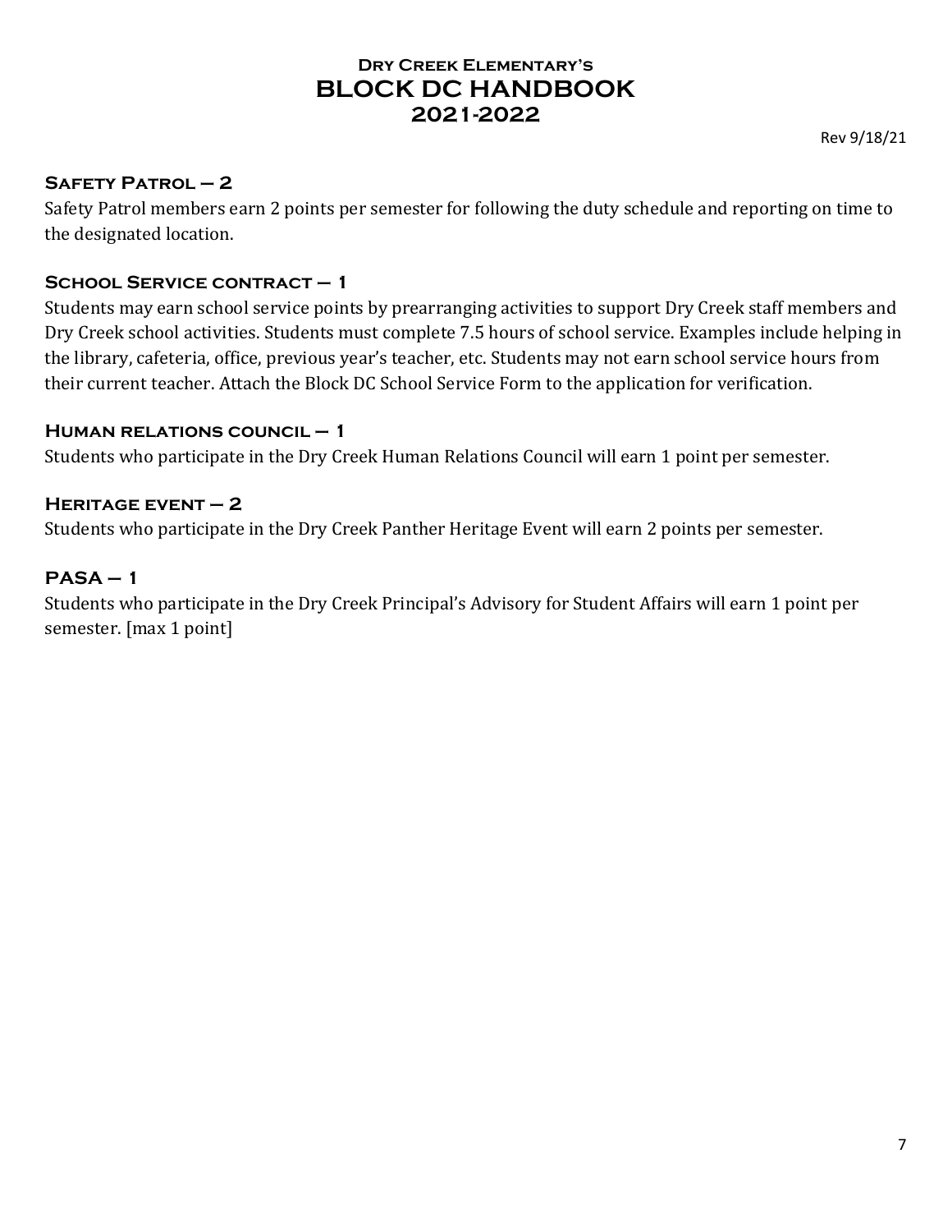### Safety Patrol – 2

Safety Patrol members earn 2 points per semester for following the duty schedule and reporting on time to the designated location.

### School Service contract – 1

Students may earn school service points by prearranging activities to support Dry Creek staff members and Dry Creek school activities. Students must complete 7.5 hours of school service. Examples include helping in the library, cafeteria, office, previous year's teacher, etc. Students may not earn school service hours from their current teacher. Attach the Block DC School Service Form to the application for verification.

### Human relations council – 1

Students who participate in the Dry Creek Human Relations Council will earn 1 point per semester.

### Heritage event – 2

Students who participate in the Dry Creek Panther Heritage Event will earn 2 points per semester.

### PASA – 1

Students who participate in the Dry Creek Principal's Advisory for Student Affairs will earn 1 point per semester. [max 1 point]